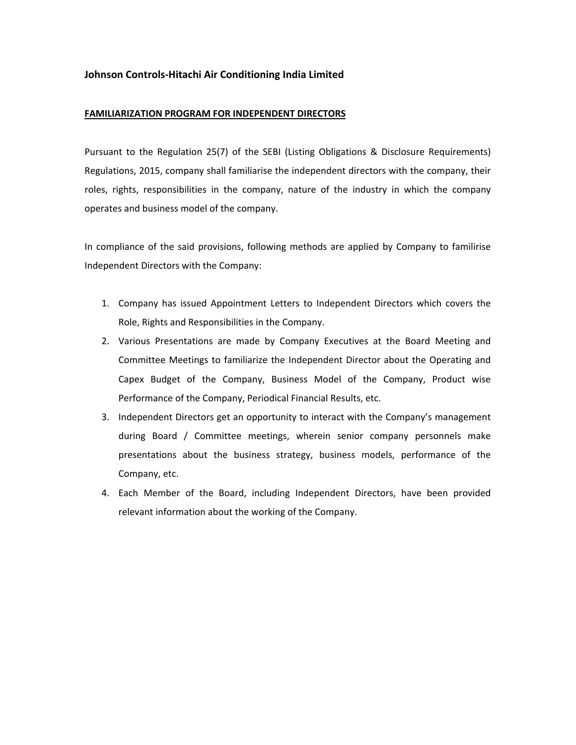**Johnson Controls-Hitachi Air Conditioning India Limited**

**FAMILIARIZATION PROGRAM FOR INDEPENDENT DIRECTORS**

Pursuant to the Regulation 25(7) of the SEBI (Listing Obligations & Disclosure Requirements) Regulations, 2015, company shall familiarise the independent directors with the company, their roles, rights, responsibilities in the company, nature of the industry in which the company operates and business model of the company.

In compliance of the said provisions, following methods are applied by Company to familirise Independent Directors with the Company:

1. Company has issued Appointment Letters to Independent Directors which covers the Role, Rights and Responsibilities in the Company.
2. Various Presentations are made by Company Executives at the Board Meeting and Committee Meetings to familiarize the Independent Director about the Operating and Capex Budget of the Company, Business Model of the Company, Product wise Performance of the Company, Periodical Financial Results, etc.
3. Independent Directors get an opportunity to interact with the Company's management during Board / Committee meetings, wherein senior company personnels make presentations about the business strategy, business models, performance of the Company, etc.
4. Each Member of the Board, including Independent Directors, have been provided relevant information about the working of the Company.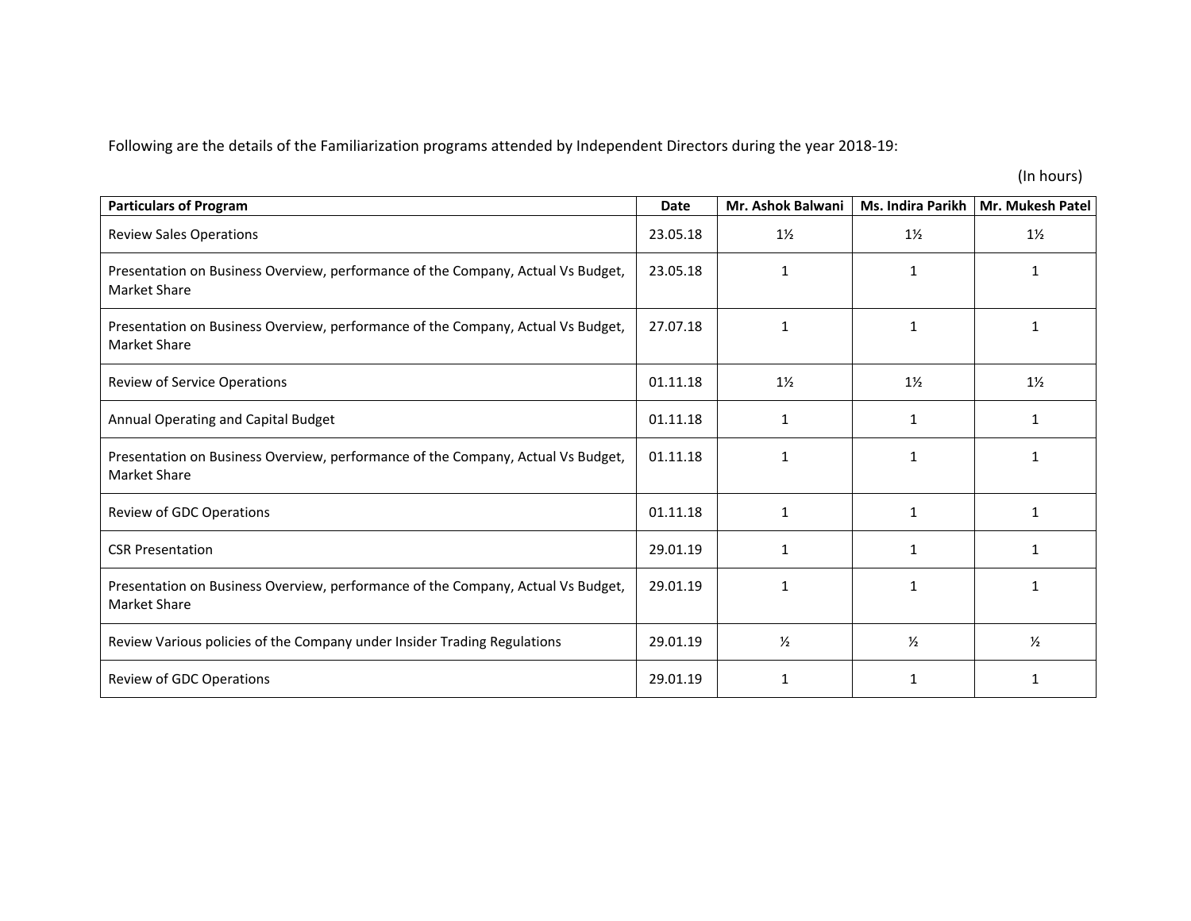Following are the details of the Familiarization programs attended by Independent Directors during the year 2018-19:

(In hours)

| Particulars of Program | Date | Mr. Ashok Balwani | Ms. Indira Parikh | Mr. Mukesh Patel |
|---|---|---|---|---|
| Review Sales Operations | 23.05.18 | 1½ | 1½ | 1½ |
| Presentation on Business Overview, performance of the Company, Actual Vs Budget, Market Share | 23.05.18 | 1 | 1 | 1 |
| Presentation on Business Overview, performance of the Company, Actual Vs Budget, Market Share | 27.07.18 | 1 | 1 | 1 |
| Review of Service Operations | 01.11.18 | 1½ | 1½ | 1½ |
| Annual Operating and Capital Budget | 01.11.18 | 1 | 1 | 1 |
| Presentation on Business Overview, performance of the Company, Actual Vs Budget, Market Share | 01.11.18 | 1 | 1 | 1 |
| Review of GDC Operations | 01.11.18 | 1 | 1 | 1 |
| CSR Presentation | 29.01.19 | 1 | 1 | 1 |
| Presentation on Business Overview, performance of the Company, Actual Vs Budget, Market Share | 29.01.19 | 1 | 1 | 1 |
| Review Various policies of the Company under Insider Trading Regulations | 29.01.19 | ½ | ½ | ½ |
| Review of GDC Operations | 29.01.19 | 1 | 1 | 1 |